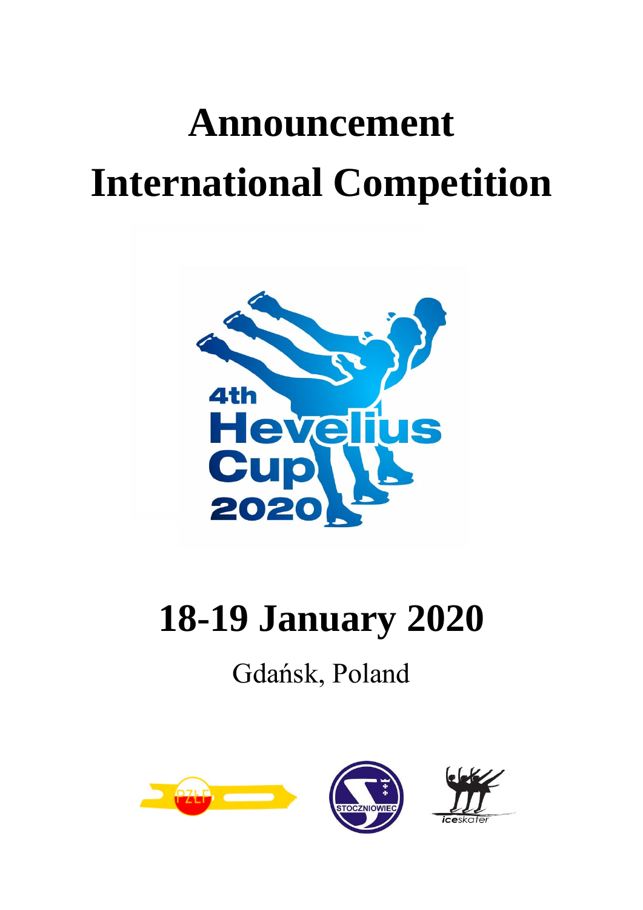# Announcement

# International Competition

4th Hevelius Cup 2020

# 18-19 January 2020

Gdańsk, Poland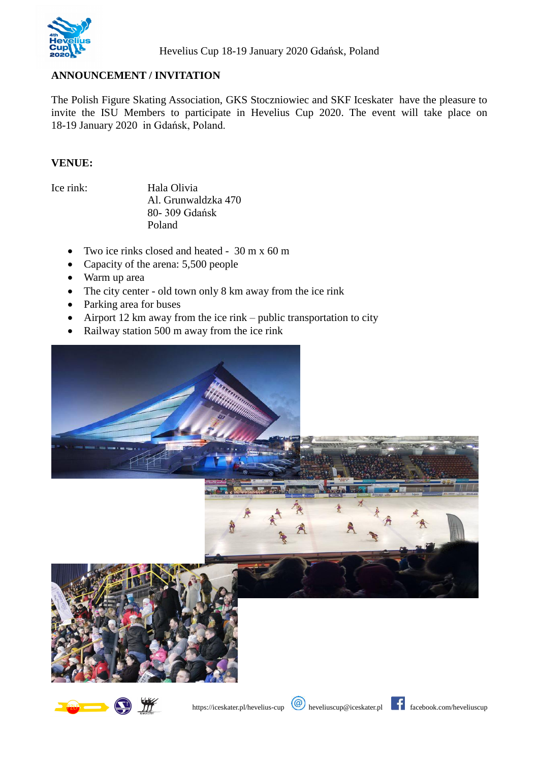Hevelius Cup 18-19 January 2020 Gdańsk, Poland

## ANNOUNCEMENT / INVITATION

The Polish Figure Skating Association, GKS Stoczniowiec and SKF Iceskater have the pleasure to invite the ISU Members to participate in Hevelius Cup 2020. The event will take place on 18-19 January 2020 in Gdańsk, Poland.

### VENUE:

Ice rink:

Hala Olivia
Al. Grunwaldzka 470
80- 309 Gdańsk
Poland

- Two ice rinks closed and heated - 30 m x 60 m
- Capacity of the arena: 5,500 people
- Warm up area
- The city center - old town only 8 km away from the ice rink
- Parking area for buses
- Airport 12 km away from the ice rink – public transportation to city
- Railway station 500 m away from the ice rink

https://iceskater.pl/hevelius-cup heveliuscup@iceskater.pl facebook.com/heveliuscup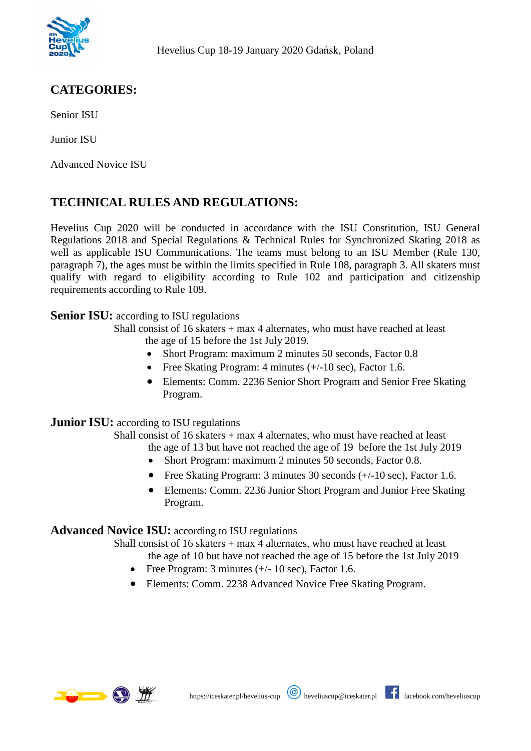## CATEGORIES:

Senior ISU

Junior ISU

Advanced Novice ISU

## TECHNICAL RULES AND REGULATIONS:

Hevelius Cup 2020 will be conducted in accordance with the ISU Constitution, ISU General Regulations 2018 and Special Regulations & Technical Rules for Synchronized Skating 2018 as well as applicable ISU Communications. The teams must belong to an ISU Member (Rule 130, paragraph 7), the ages must be within the limits specified in Rule 108, paragraph 3. All skaters must qualify with regard to eligibility according to Rule 102 and participation and citizenship requirements according to Rule 109.

**Senior ISU:** according to ISU regulations

Shall consist of 16 skaters + max 4 alternates, who must have reached at least the age of 15 before the 1st July 2019.

- Short Program: maximum 2 minutes 50 seconds, Factor 0.8
- Free Skating Program: 4 minutes (+/-10 sec), Factor 1.6.
- Elements: Comm. 2236 Senior Short Program and Senior Free Skating Program.

**Junior ISU:** according to ISU regulations

Shall consist of 16 skaters + max 4 alternates, who must have reached at least the age of 13 but have not reached the age of 19 before the 1st July 2019

- Short Program: maximum 2 minutes 50 seconds, Factor 0.8.
- Free Skating Program: 3 minutes 30 seconds (+/-10 sec), Factor 1.6.
- Elements: Comm. 2236 Junior Short Program and Junior Free Skating Program.

**Advanced Novice ISU:** according to ISU regulations

Shall consist of 16 skaters + max 4 alternates, who must have reached at least the age of 10 but have not reached the age of 15 before the 1st July 2019

- Free Program: 3 minutes (+/- 10 sec), Factor 1.6.
- Elements: Comm. 2238 Advanced Novice Free Skating Program.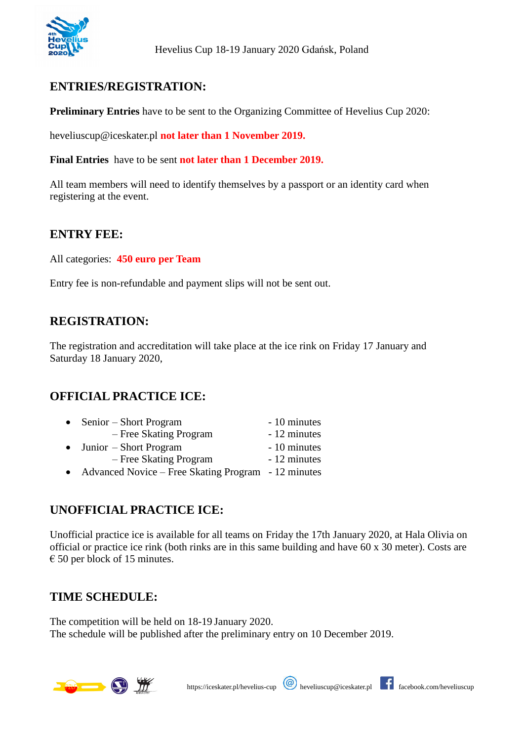## ENTRIES/REGISTRATION:

**Preliminary Entries** have to be sent to the Organizing Committee of Hevelius Cup 2020:

heveliuscup@iceskater.pl **not later than 1 November 2019.**

**Final Entries** have to be sent **not later than 1 December 2019.**

All team members will need to identify themselves by a passport or an identity card when registering at the event.

## ENTRY FEE:

All categories: **450 euro per Team**

Entry fee is non-refundable and payment slips will not be sent out.

## REGISTRATION:

The registration and accreditation will take place at the ice rink on Friday 17 January and Saturday 18 January 2020,

## OFFICIAL PRACTICE ICE:

- Senior – Short Program - 10 minutes
  – Free Skating Program - 12 minutes
- Junior – Short Program - 10 minutes
  – Free Skating Program - 12 minutes
- Advanced Novice – Free Skating Program - 12 minutes

## UNOFFICIAL PRACTICE ICE:

Unofficial practice ice is available for all teams on Friday the 17th January 2020, at Hala Olivia on official or practice ice rink (both rinks are in this same building and have 60 x 30 meter). Costs are € 50 per block of 15 minutes.

## TIME SCHEDULE:

The competition will be held on 18-19 January 2020.
The schedule will be published after the preliminary entry on 10 December 2019.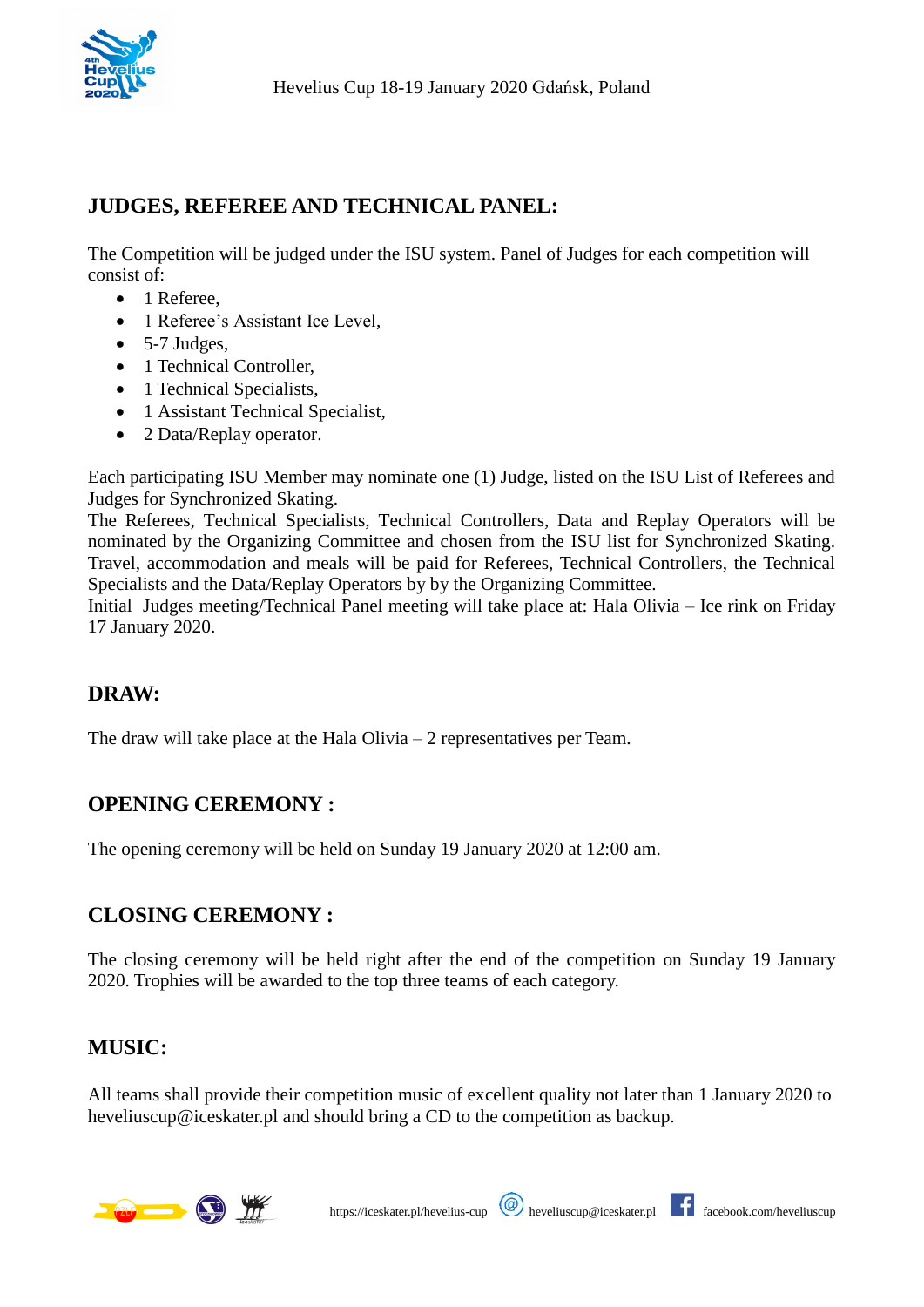## JUDGES, REFEREE AND TECHNICAL PANEL:

The Competition will be judged under the ISU system. Panel of Judges for each competition will consist of:

- 1 Referee,
- 1 Referee's Assistant Ice Level,
- 5-7 Judges,
- 1 Technical Controller,
- 1 Technical Specialists,
- 1 Assistant Technical Specialist,
- 2 Data/Replay operator.

Each participating ISU Member may nominate one (1) Judge, listed on the ISU List of Referees and Judges for Synchronized Skating.
The Referees, Technical Specialists, Technical Controllers, Data and Replay Operators will be nominated by the Organizing Committee and chosen from the ISU list for Synchronized Skating.
Travel, accommodation and meals will be paid for Referees, Technical Controllers, the Technical Specialists and the Data/Replay Operators by by the Organizing Committee.
Initial Judges meeting/Technical Panel meeting will take place at: Hala Olivia – Ice rink on Friday 17 January 2020.

## DRAW:

The draw will take place at the Hala Olivia – 2 representatives per Team.

## OPENING CEREMONY :

The opening ceremony will be held on Sunday 19 January 2020 at 12:00 am.

## CLOSING CEREMONY :

The closing ceremony will be held right after the end of the competition on Sunday 19 January 2020. Trophies will be awarded to the top three teams of each category.

## MUSIC:

All teams shall provide their competition music of excellent quality not later than 1 January 2020 to heveliuscup@iceskater.pl and should bring a CD to the competition as backup.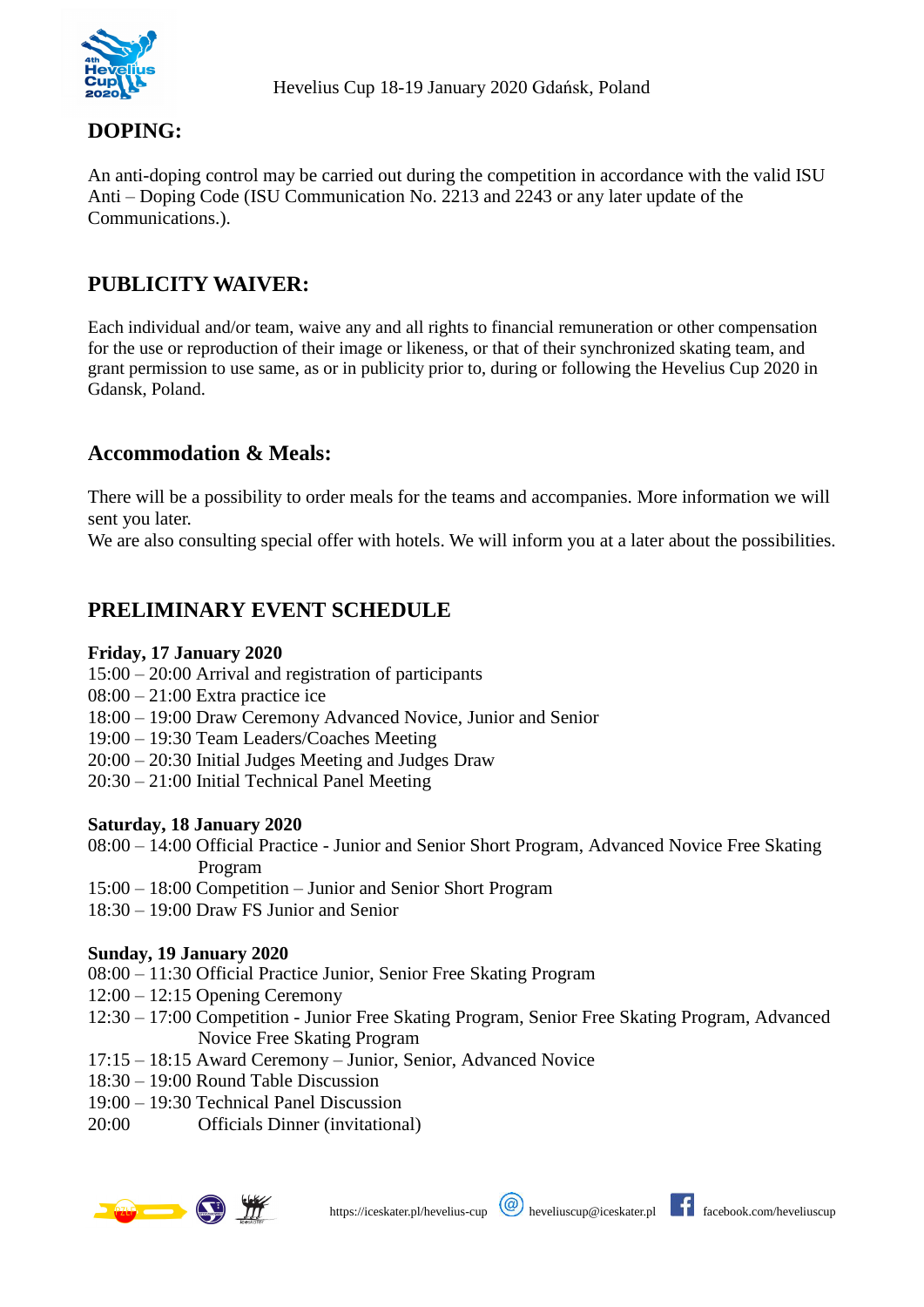## DOPING:

An anti-doping control may be carried out during the competition in accordance with the valid ISU Anti – Doping Code (ISU Communication No. 2213 and 2243 or any later update of the Communications.).

## PUBLICITY WAIVER:

Each individual and/or team, waive any and all rights to financial remuneration or other compensation for the use or reproduction of their image or likeness, or that of their synchronized skating team, and grant permission to use same, as or in publicity prior to, during or following the Hevelius Cup 2020 in Gdansk, Poland.

## Accommodation & Meals:

There will be a possibility to order meals for the teams and accompanies. More information we will sent you later.
We are also consulting special offer with hotels. We will inform you at a later about the possibilities.

## PRELIMINARY EVENT SCHEDULE

**Friday, 17 January 2020**

15:00 – 20:00 Arrival and registration of participants
08:00 – 21:00 Extra practice ice
18:00 – 19:00 Draw Ceremony Advanced Novice, Junior and Senior
19:00 – 19:30 Team Leaders/Coaches Meeting
20:00 – 20:30 Initial Judges Meeting and Judges Draw
20:30 – 21:00 Initial Technical Panel Meeting

**Saturday, 18 January 2020**

08:00 – 14:00 Official Practice - Junior and Senior Short Program, Advanced Novice Free Skating Program
15:00 – 18:00 Competition – Junior and Senior Short Program
18:30 – 19:00 Draw FS Junior and Senior

**Sunday, 19 January 2020**

08:00 – 11:30 Official Practice Junior, Senior Free Skating Program
12:00 – 12:15 Opening Ceremony
12:30 – 17:00 Competition - Junior Free Skating Program, Senior Free Skating Program, Advanced Novice Free Skating Program
17:15 – 18:15 Award Ceremony – Junior, Senior, Advanced Novice
18:30 – 19:00 Round Table Discussion
19:00 – 19:30 Technical Panel Discussion
20:00 Officials Dinner (invitational)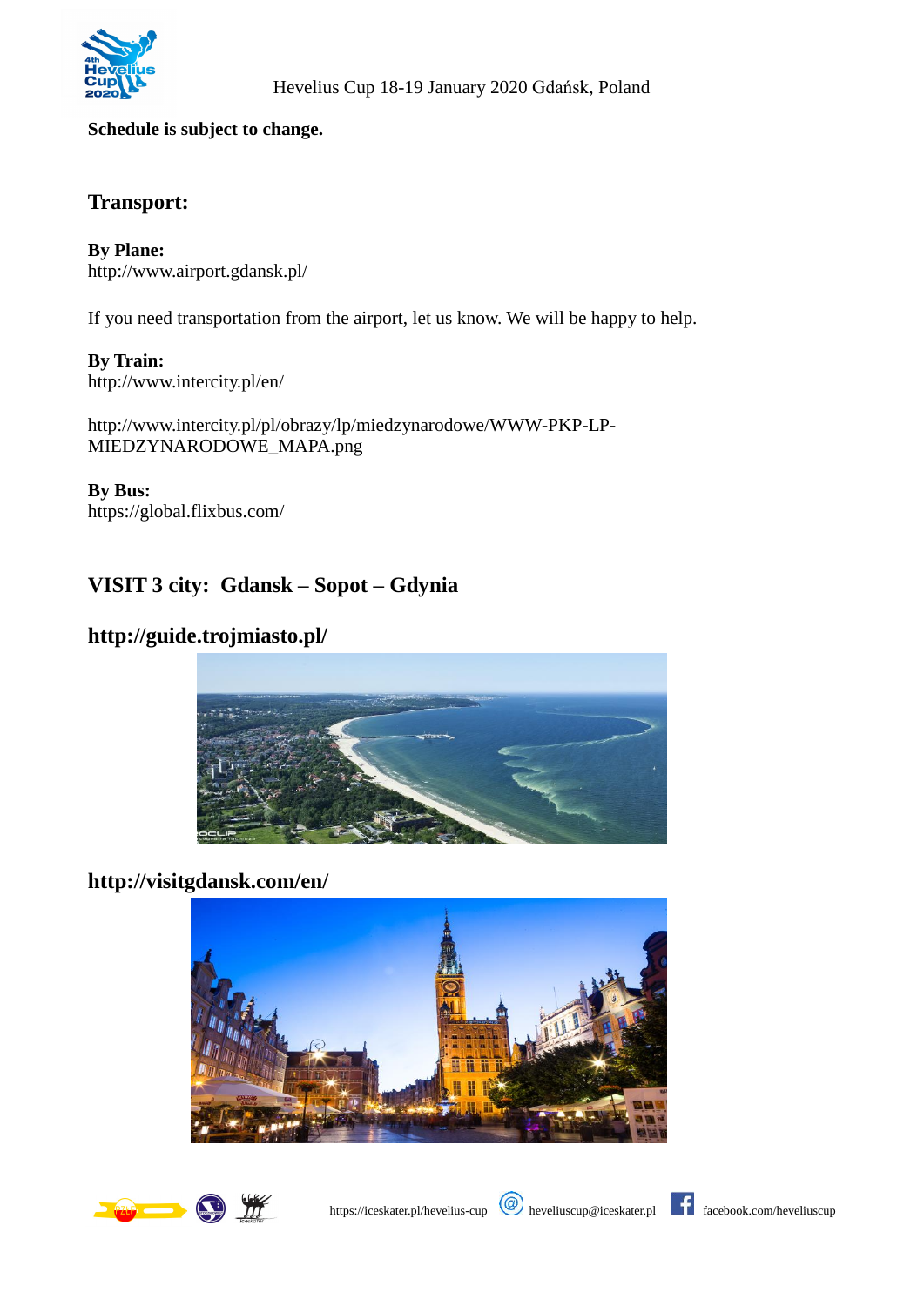**Schedule is subject to change.**

## Transport:

**By Plane:**
http://www.airport.gdansk.pl/

If you need transportation from the airport, let us know. We will be happy to help.

**By Train:**
http://www.intercity.pl/en/

http://www.intercity.pl/pl/obrazy/lp/miedzynarodowe/WWW-PKP-LP-MIEDZYNARODOWE_MAPA.png

**By Bus:**
https://global.flixbus.com/

## VISIT 3 city: Gdansk – Sopot – Gdynia

## http://guide.trojmiasto.pl/

## http://visitgdansk.com/en/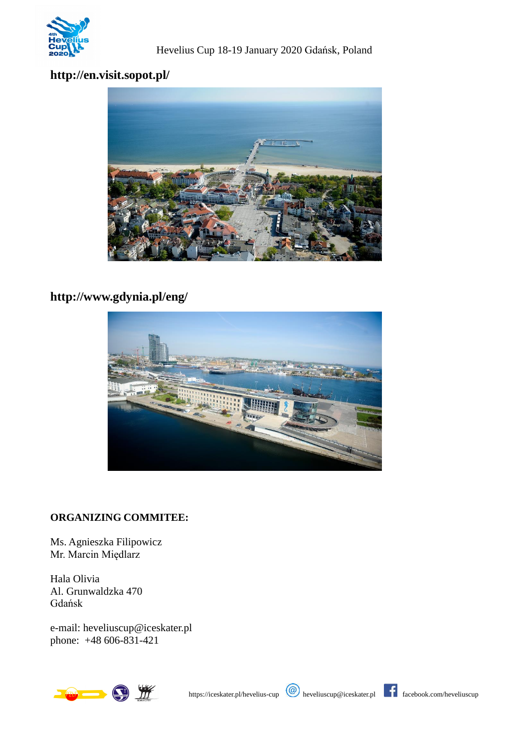**http://en.visit.sopot.pl/**

**http://www.gdynia.pl/eng/**

**ORGANIZING COMMITEE:**

Ms. Agnieszka Filipowicz
Mr. Marcin Międlarz

Hala Olivia
Al. Grunwaldzka 470
Gdańsk

e-mail: heveliuscup@iceskater.pl
phone: +48 606-831-421